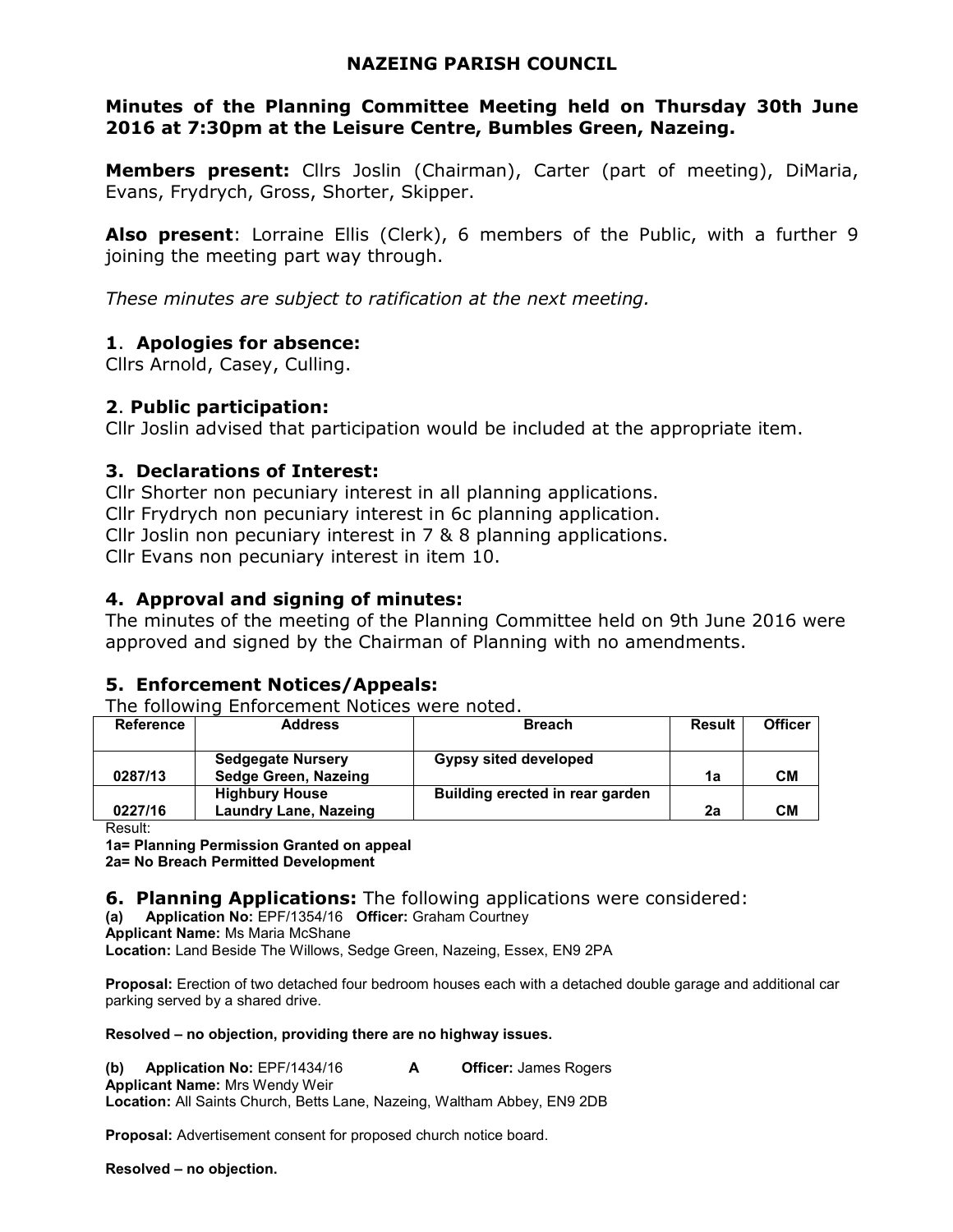# NAZEING PARISH COUNCIL

## Minutes of the Planning Committee Meeting held on Thursday 30th June 2016 at 7:30pm at the Leisure Centre, Bumbles Green, Nazeing.

**Members present:** Cllrs Joslin (Chairman), Carter (part of meeting), DiMaria, Evans, Frydrych, Gross, Shorter, Skipper.

**Also present**: Lorraine Ellis (Clerk), 6 members of the Public, with a further 9 joining the meeting part way through.

*These minutes are subject to ratification at the next meeting.*

### 1. Apologies for absence:

Cllrs Arnold, Casey, Culling.

### 2. Public participation:

Cllr Joslin advised that participation would be included at the appropriate item.

### 3. Declarations of Interest:

Cllr Shorter non pecuniary interest in all planning applications.
Cllr Frydrych non pecuniary interest in 6c planning application.
Cllr Joslin non pecuniary interest in 7 & 8 planning applications.
Cllr Evans non pecuniary interest in item 10.

### 4. Approval and signing of minutes:

The minutes of the meeting of the Planning Committee held on 9th June 2016 were approved and signed by the Chairman of Planning with no amendments.

### 5. Enforcement Notices/Appeals:

The following Enforcement Notices were noted.

| Reference | Address | Breach | Result | Officer |
|---|---|---|---|---|
| 0287/13 | Sedgegate Nursery Sedge Green, Nazeing | Gypsy sited developed | 1a | CM |
| 0227/16 | Highbury House Laundry Lane, Nazeing | Building erected in rear garden | 2a | CM |

Result:
**1a= Planning Permission Granted on appeal**
**2a= No Breach Permitted Development**

### 6. Planning Applications: The following applications were considered:

**(a) Application No:** EPF/1354/16 **Officer:** Graham Courtney
**Applicant Name:** Ms Maria McShane
**Location:** Land Beside The Willows, Sedge Green, Nazeing, Essex, EN9 2PA

**Proposal:** Erection of two detached four bedroom houses each with a detached double garage and additional car parking served by a shared drive.

**Resolved – no objection, providing there are no highway issues.**

**(b) Application No:** EPF/1434/16 **A** **Officer:** James Rogers
**Applicant Name:** Mrs Wendy Weir
**Location:** All Saints Church, Betts Lane, Nazeing, Waltham Abbey, EN9 2DB

**Proposal:** Advertisement consent for proposed church notice board.

**Resolved – no objection.**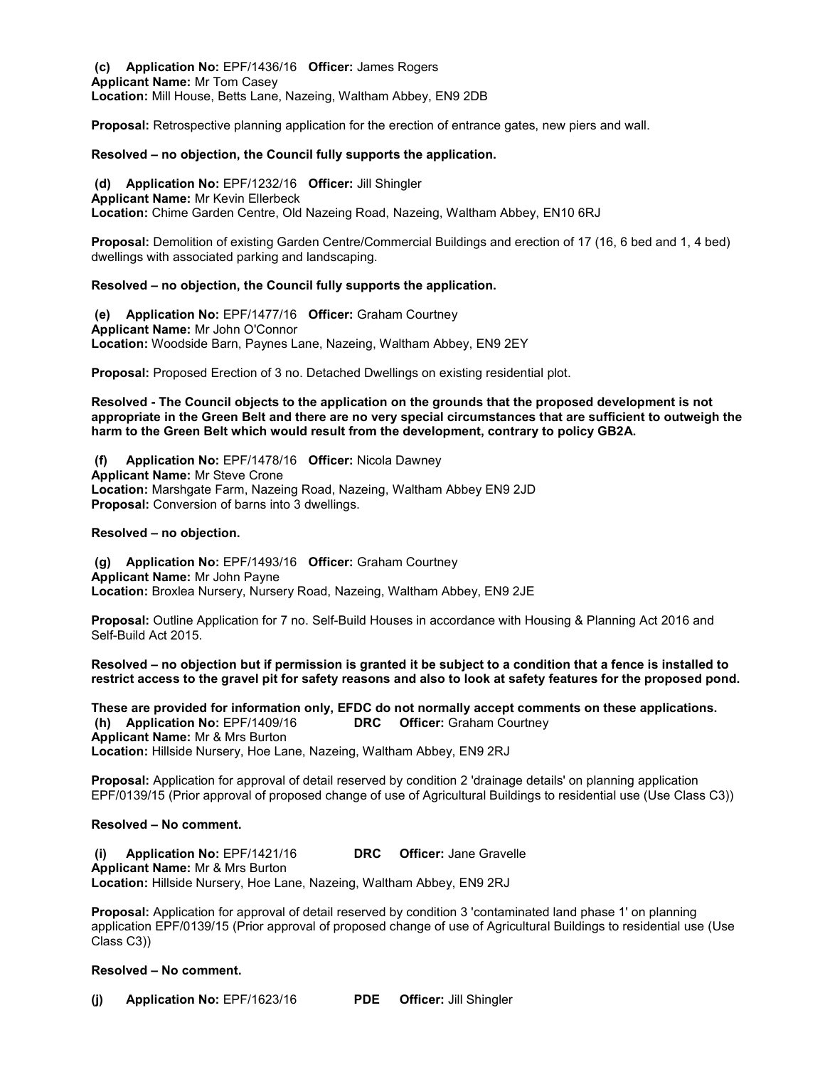**(c) Application No:** EPF/1436/16 **Officer:** James Rogers
**Applicant Name:** Mr Tom Casey
**Location:** Mill House, Betts Lane, Nazeing, Waltham Abbey, EN9 2DB

**Proposal:** Retrospective planning application for the erection of entrance gates, new piers and wall.

**Resolved – no objection, the Council fully supports the application.**

**(d) Application No:** EPF/1232/16 **Officer:** Jill Shingler
**Applicant Name:** Mr Kevin Ellerbeck
**Location:** Chime Garden Centre, Old Nazeing Road, Nazeing, Waltham Abbey, EN10 6RJ

**Proposal:** Demolition of existing Garden Centre/Commercial Buildings and erection of 17 (16, 6 bed and 1, 4 bed) dwellings with associated parking and landscaping.

**Resolved – no objection, the Council fully supports the application.**

**(e) Application No:** EPF/1477/16 **Officer:** Graham Courtney
**Applicant Name:** Mr John O'Connor
**Location:** Woodside Barn, Paynes Lane, Nazeing, Waltham Abbey, EN9 2EY

**Proposal:** Proposed Erection of 3 no. Detached Dwellings on existing residential plot.

**Resolved - The Council objects to the application on the grounds that the proposed development is not appropriate in the Green Belt and there are no very special circumstances that are sufficient to outweigh the harm to the Green Belt which would result from the development, contrary to policy GB2A.**

**(f) Application No:** EPF/1478/16 **Officer:** Nicola Dawney
**Applicant Name:** Mr Steve Crone
**Location:** Marshgate Farm, Nazeing Road, Nazeing, Waltham Abbey EN9 2JD
**Proposal:** Conversion of barns into 3 dwellings.

**Resolved – no objection.**

**(g) Application No:** EPF/1493/16 **Officer:** Graham Courtney
**Applicant Name:** Mr John Payne
**Location:** Broxlea Nursery, Nursery Road, Nazeing, Waltham Abbey, EN9 2JE

**Proposal:** Outline Application for 7 no. Self-Build Houses in accordance with Housing & Planning Act 2016 and Self-Build Act 2015.

**Resolved – no objection but if permission is granted it be subject to a condition that a fence is installed to restrict access to the gravel pit for safety reasons and also to look at safety features for the proposed pond.**

**These are provided for information only, EFDC do not normally accept comments on these applications.**

**(h) Application No:** EPF/1409/16 **DRC** **Officer:** Graham Courtney
**Applicant Name:** Mr & Mrs Burton
**Location:** Hillside Nursery, Hoe Lane, Nazeing, Waltham Abbey, EN9 2RJ

**Proposal:** Application for approval of detail reserved by condition 2 'drainage details' on planning application EPF/0139/15 (Prior approval of proposed change of use of Agricultural Buildings to residential use (Use Class C3))

**Resolved – No comment.**

**(i) Application No:** EPF/1421/16 **DRC** **Officer:** Jane Gravelle
**Applicant Name:** Mr & Mrs Burton
**Location:** Hillside Nursery, Hoe Lane, Nazeing, Waltham Abbey, EN9 2RJ

**Proposal:** Application for approval of detail reserved by condition 3 'contaminated land phase 1' on planning application EPF/0139/15 (Prior approval of proposed change of use of Agricultural Buildings to residential use (Use Class C3))

**Resolved – No comment.**

**(j) Application No:** EPF/1623/16 **PDE** **Officer:** Jill Shingler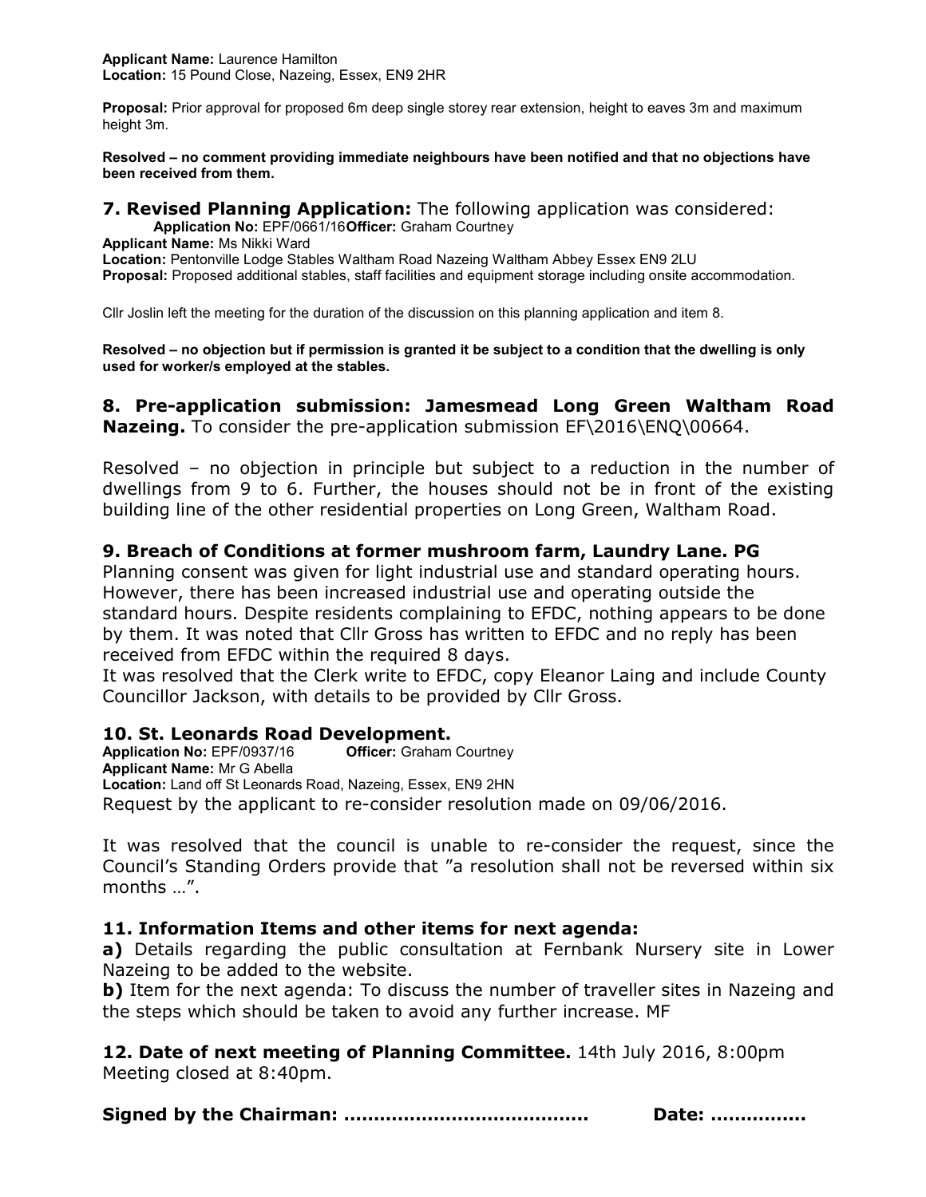**Applicant Name:** Laurence Hamilton
**Location:** 15 Pound Close, Nazeing, Essex, EN9 2HR

**Proposal:** Prior approval for proposed 6m deep single storey rear extension, height to eaves 3m and maximum height 3m.

**Resolved – no comment providing immediate neighbours have been notified and that no objections have been received from them.**

## 7. Revised Planning Application: The following application was considered:

**Application No:** EPF/0661/16 **Officer:** Graham Courtney
**Applicant Name:** Ms Nikki Ward
**Location:** Pentonville Lodge Stables Waltham Road Nazeing Waltham Abbey Essex EN9 2LU
**Proposal:** Proposed additional stables, staff facilities and equipment storage including onsite accommodation.

Cllr Joslin left the meeting for the duration of the discussion on this planning application and item 8.

**Resolved – no objection but if permission is granted it be subject to a condition that the dwelling is only used for worker/s employed at the stables.**

## 8. Pre-application submission: Jamesmead Long Green Waltham Road Nazeing. To consider the pre-application submission EF\2016\ENQ\00664.

Resolved – no objection in principle but subject to a reduction in the number of dwellings from 9 to 6. Further, the houses should not be in front of the existing building line of the other residential properties on Long Green, Waltham Road.

## 9. Breach of Conditions at former mushroom farm, Laundry Lane. PG

Planning consent was given for light industrial use and standard operating hours. However, there has been increased industrial use and operating outside the standard hours. Despite residents complaining to EFDC, nothing appears to be done by them. It was noted that Cllr Gross has written to EFDC and no reply has been received from EFDC within the required 8 days.
It was resolved that the Clerk write to EFDC, copy Eleanor Laing and include County Councillor Jackson, with details to be provided by Cllr Gross.

## 10. St. Leonards Road Development.

**Application No:** EPF/0937/16 **Officer:** Graham Courtney
**Applicant Name:** Mr G Abella
**Location:** Land off St Leonards Road, Nazeing, Essex, EN9 2HN
Request by the applicant to re-consider resolution made on 09/06/2016.

It was resolved that the council is unable to re-consider the request, since the Council's Standing Orders provide that "a resolution shall not be reversed within six months …".

## 11. Information Items and other items for next agenda:

**a)** Details regarding the public consultation at Fernbank Nursery site in Lower Nazeing to be added to the website.
**b)** Item for the next agenda: To discuss the number of traveller sites in Nazeing and the steps which should be taken to avoid any further increase. MF

## 12. Date of next meeting of Planning Committee. 14th July 2016, 8:00pm

Meeting closed at 8:40pm.

**Signed by the Chairman: ………………………………… Date: ……………**